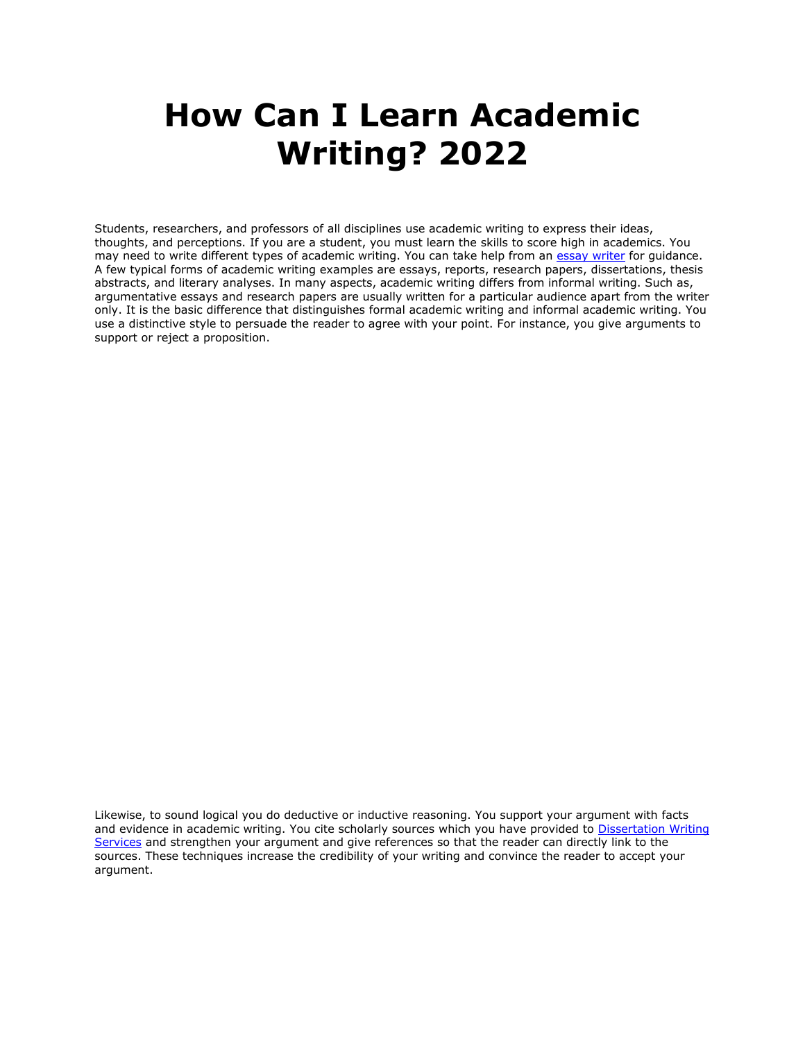# How Can I Learn Academic Writing? 2022

Students, researchers, and professors of all disciplines use academic writing to express their ideas, thoughts, and perceptions. If you are a student, you must learn the skills to score high in academics. You may need to write different types of academic writing. You can take help from an [essay writer](essay writer) for guidance. A few typical forms of academic writing examples are essays, reports, research papers, dissertations, thesis abstracts, and literary analyses. In many aspects, academic writing differs from informal writing. Such as, argumentative essays and research papers are usually written for a particular audience apart from the writer only. It is the basic difference that distinguishes formal academic writing and informal academic writing. You use a distinctive style to persuade the reader to agree with your point. For instance, you give arguments to support or reject a proposition.

Likewise, to sound logical you do deductive or inductive reasoning. You support your argument with facts and evidence in academic writing. You cite scholarly sources which you have provided to [Dissertation Writing Services](Dissertation Writing Services) and strengthen your argument and give references so that the reader can directly link to the sources. These techniques increase the credibility of your writing and convince the reader to accept your argument.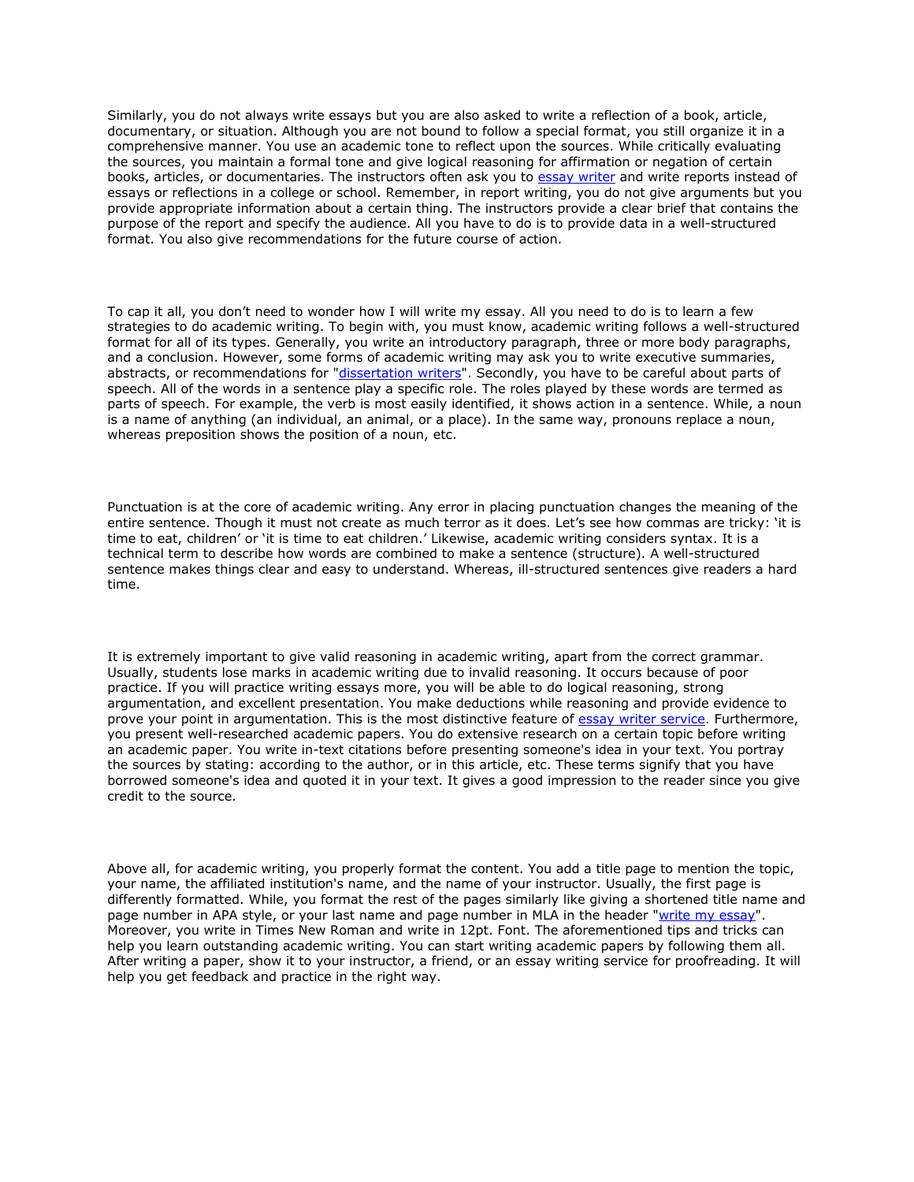Similarly, you do not always write essays but you are also asked to write a reflection of a book, article, documentary, or situation. Although you are not bound to follow a special format, you still organize it in a comprehensive manner. You use an academic tone to reflect upon the sources. While critically evaluating the sources, you maintain a formal tone and give logical reasoning for affirmation or negation of certain books, articles, or documentaries. The instructors often ask you to essay writer and write reports instead of essays or reflections in a college or school. Remember, in report writing, you do not give arguments but you provide appropriate information about a certain thing. The instructors provide a clear brief that contains the purpose of the report and specify the audience. All you have to do is to provide data in a well-structured format. You also give recommendations for the future course of action.

To cap it all, you don't need to wonder how I will write my essay. All you need to do is to learn a few strategies to do academic writing. To begin with, you must know, academic writing follows a well-structured format for all of its types. Generally, you write an introductory paragraph, three or more body paragraphs, and a conclusion. However, some forms of academic writing may ask you to write executive summaries, abstracts, or recommendations for "dissertation writers". Secondly, you have to be careful about parts of speech. All of the words in a sentence play a specific role. The roles played by these words are termed as parts of speech. For example, the verb is most easily identified, it shows action in a sentence. While, a noun is a name of anything (an individual, an animal, or a place). In the same way, pronouns replace a noun, whereas preposition shows the position of a noun, etc.

Punctuation is at the core of academic writing. Any error in placing punctuation changes the meaning of the entire sentence. Though it must not create as much terror as it does. Let's see how commas are tricky: 'it is time to eat, children' or 'it is time to eat children.' Likewise, academic writing considers syntax. It is a technical term to describe how words are combined to make a sentence (structure). A well-structured sentence makes things clear and easy to understand. Whereas, ill-structured sentences give readers a hard time.

It is extremely important to give valid reasoning in academic writing, apart from the correct grammar. Usually, students lose marks in academic writing due to invalid reasoning. It occurs because of poor practice. If you will practice writing essays more, you will be able to do logical reasoning, strong argumentation, and excellent presentation. You make deductions while reasoning and provide evidence to prove your point in argumentation. This is the most distinctive feature of essay writer service. Furthermore, you present well-researched academic papers. You do extensive research on a certain topic before writing an academic paper. You write in-text citations before presenting someone's idea in your text. You portray the sources by stating: according to the author, or in this article, etc. These terms signify that you have borrowed someone's idea and quoted it in your text. It gives a good impression to the reader since you give credit to the source.

Above all, for academic writing, you properly format the content. You add a title page to mention the topic, your name, the affiliated institution's name, and the name of your instructor. Usually, the first page is differently formatted. While, you format the rest of the pages similarly like giving a shortened title name and page number in APA style, or your last name and page number in MLA in the header "write my essay". Moreover, you write in Times New Roman and write in 12pt. Font. The aforementioned tips and tricks can help you learn outstanding academic writing. You can start writing academic papers by following them all. After writing a paper, show it to your instructor, a friend, or an essay writing service for proofreading. It will help you get feedback and practice in the right way.